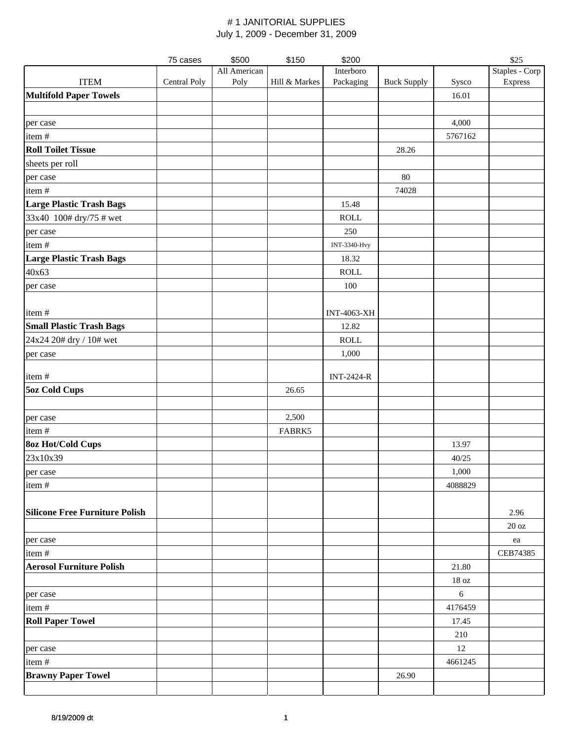# # 1 JANITORIAL SUPPLIES

July 1, 2009 - December 31, 2009

| | 75 cases | $500 | $150 | $200 | | | $25 |
|---|---|---|---|---|---|---|---|
| ITEM | Central Poly | All American Poly | Hill & Markes | Interboro Packaging | Buck Supply | Sysco | Staples - Corp Express |
| **Multifold Paper Towels** | | | | | | 16.01 | |
| | | | | | | | |
| per case | | | | | | 4,000 | |
| item # | | | | | | 5767162 | |
| **Roll Toilet Tissue** | | | | | 28.26 | | |
| sheets per roll | | | | | | | |
| per case | | | | | 80 | | |
| item # | | | | | 74028 | | |
| **Large Plastic Trash Bags** | | | | 15.48 | | | |
| 33x40 100# dry/75 # wet | | | | ROLL | | | |
| per case | | | | 250 | | | |
| item # | | | | INT-3340-Hvy | | | |
| **Large Plastic Trash Bags** | | | | 18.32 | | | |
| 40x63 | | | | ROLL | | | |
| per case | | | | 100 | | | |
| item # | | | | INT-4063-XH | | | |
| **Small Plastic Trash Bags** | | | | 12.82 | | | |
| 24x24 20# dry / 10# wet | | | | ROLL | | | |
| per case | | | | 1,000 | | | |
| item # | | | | INT-2424-R | | | |
| **5oz Cold Cups** | | | 26.65 | | | | |
| | | | | | | | |
| per case | | | 2,500 | | | | |
| item # | | | FABRK5 | | | | |
| **8oz Hot/Cold Cups** | | | | | | 13.97 | |
| 23x10x39 | | | | | | 40/25 | |
| per case | | | | | | 1,000 | |
| item # | | | | | | 4088829 | |
| **Silicone Free Furniture Polish** | | | | | | | 2.96 |
| | | | | | | | 20 oz |
| per case | | | | | | | ea |
| item # | | | | | | | CEB74385 |
| **Aerosol Furniture Polish** | | | | | | 21.80 | |
| | | | | | | 18 oz | |
| per case | | | | | | 6 | |
| item # | | | | | | 4176459 | |
| **Roll Paper Towel** | | | | | | 17.45 | |
| | | | | | | 210 | |
| per case | | | | | | 12 | |
| item # | | | | | | 4661245 | |
| **Brawny Paper Towel** | | | | | 26.90 | | |
| | | | | | | | |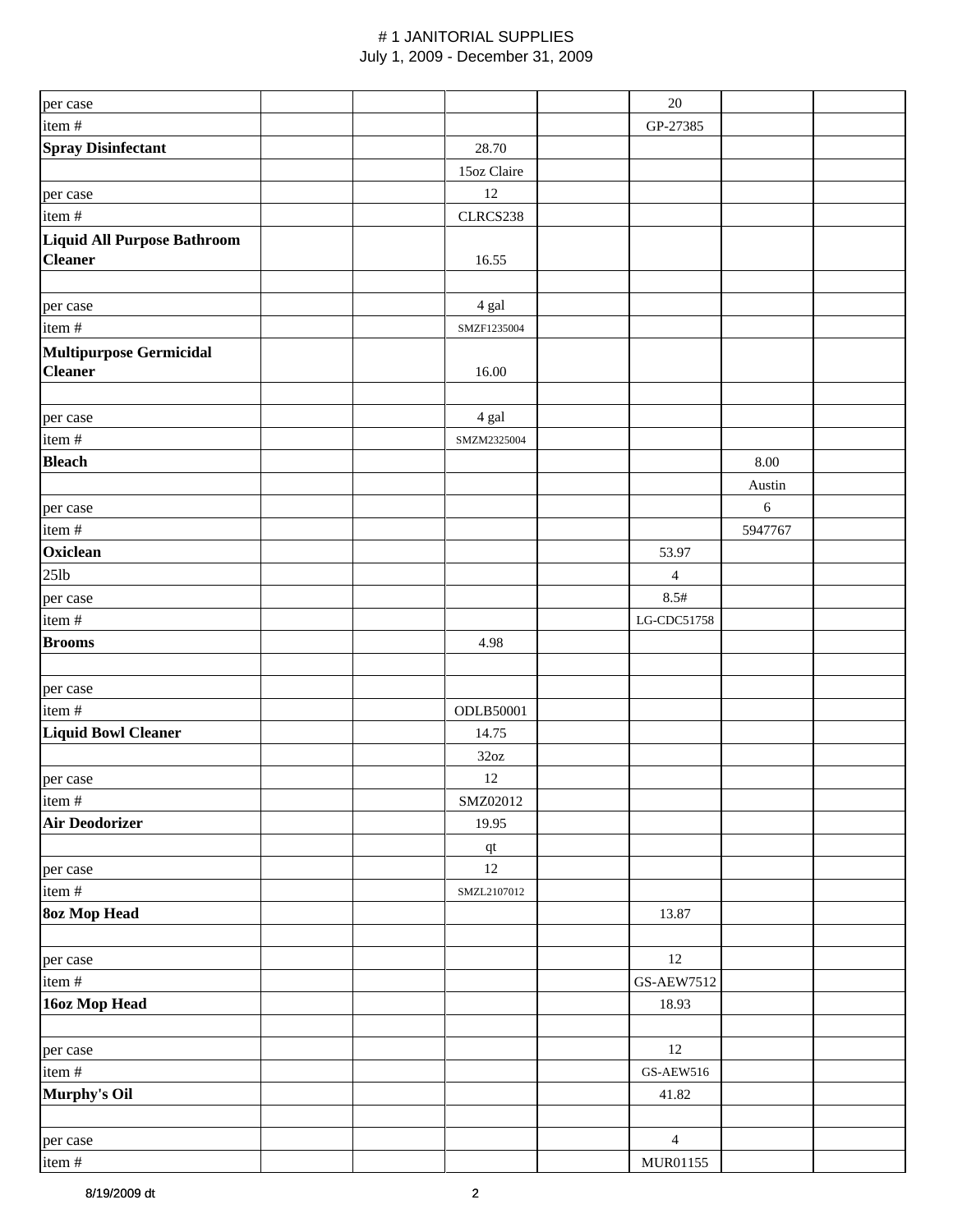# # 1 JANITORIAL SUPPLIES
July 1, 2009 - December 31, 2009

| | | | | | | | |
|---|---|---|---|---|---|---|---|
| per case | | | | | 20 | | |
| item # | | | | | GP-27385 | | |
| **Spray Disinfectant** | | | 28.70 | | | | |
| | | | 15oz Claire | | | | |
| per case | | | 12 | | | | |
| item # | | | CLRCS238 | | | | |
| **Liquid All Purpose Bathroom Cleaner** | | | 16.55 | | | | |
| | | | | | | | |
| per case | | | 4 gal | | | | |
| item # | | | SMZF1235004 | | | | |
| **Multipurpose Germicidal Cleaner** | | | 16.00 | | | | |
| | | | | | | | |
| per case | | | 4 gal | | | | |
| item # | | | SMZM2325004 | | | | |
| **Bleach** | | | | | | 8.00 | |
| | | | | | | Austin | |
| per case | | | | | | 6 | |
| item # | | | | | | 5947767 | |
| **Oxiclean** | | | | | 53.97 | | |
| 25lb | | | | | 4 | | |
| per case | | | | | 8.5# | | |
| item # | | | | | LG-CDC51758 | | |
| **Brooms** | | | 4.98 | | | | |
| | | | | | | | |
| per case | | | | | | | |
| item # | | | ODLB50001 | | | | |
| **Liquid Bowl Cleaner** | | | 14.75 | | | | |
| | | | 32oz | | | | |
| per case | | | 12 | | | | |
| item # | | | SMZ02012 | | | | |
| **Air Deodorizer** | | | 19.95 | | | | |
| | | | qt | | | | |
| per case | | | 12 | | | | |
| item # | | | SMZL2107012 | | | | |
| **8oz Mop Head** | | | | | 13.87 | | |
| | | | | | | | |
| per case | | | | | 12 | | |
| item # | | | | | GS-AEW7512 | | |
| **16oz Mop Head** | | | | | 18.93 | | |
| | | | | | | | |
| per case | | | | | 12 | | |
| item # | | | | | GS-AEW516 | | |
| **Murphy's Oil** | | | | | 41.82 | | |
| | | | | | | | |
| per case | | | | | 4 | | |
| item # | | | | | MUR01155 | | |

8/19/2009 dt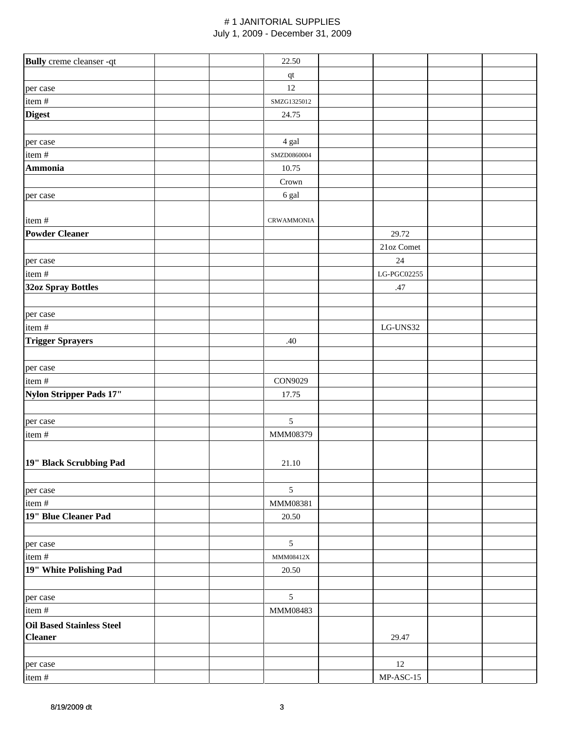# # 1 JANITORIAL SUPPLIES
July 1, 2009 - December 31, 2009

| | | | | | | | |
|---|---|---|---|---|---|---|---|
| **Bully** creme cleanser -qt | | | 22.50 | | | | |
| | | | qt | | | | |
| per case | | | 12 | | | | |
| item # | | | SMZG1325012 | | | | |
| **Digest** | | | 24.75 | | | | |
| | | | | | | | |
| per case | | | 4 gal | | | | |
| item # | | | SMZD0860004 | | | | |
| **Ammonia** | | | 10.75 | | | | |
| | | | Crown | | | | |
| per case | | | 6 gal | | | | |
| item # | | | CRWAMMONIA | | | | |
| **Powder Cleaner** | | | | | 29.72 | | |
| | | | | | 21oz Comet | | |
| per case | | | | | 24 | | |
| item # | | | | | LG-PGC02255 | | |
| **32oz Spray Bottles** | | | | | .47 | | |
| | | | | | | | |
| per case | | | | | | | |
| item # | | | | | LG-UNS32 | | |
| **Trigger Sprayers** | | | .40 | | | | |
| | | | | | | | |
| per case | | | | | | | |
| item # | | | CON9029 | | | | |
| **Nylon Stripper Pads 17"** | | | 17.75 | | | | |
| | | | | | | | |
| per case | | | 5 | | | | |
| item # | | | MMM08379 | | | | |
| **19" Black Scrubbing Pad** | | | 21.10 | | | | |
| | | | | | | | |
| per case | | | 5 | | | | |
| item # | | | MMM08381 | | | | |
| **19" Blue Cleaner Pad** | | | 20.50 | | | | |
| | | | | | | | |
| per case | | | 5 | | | | |
| item # | | | MMM08412X | | | | |
| **19" White Polishing Pad** | | | 20.50 | | | | |
| | | | | | | | |
| per case | | | 5 | | | | |
| item # | | | MMM08483 | | | | |
| **Oil Based Stainless Steel Cleaner** | | | | | 29.47 | | |
| | | | | | | | |
| per case | | | | | 12 | | |
| item # | | | | | MP-ASC-15 | | |

8/19/2009 dt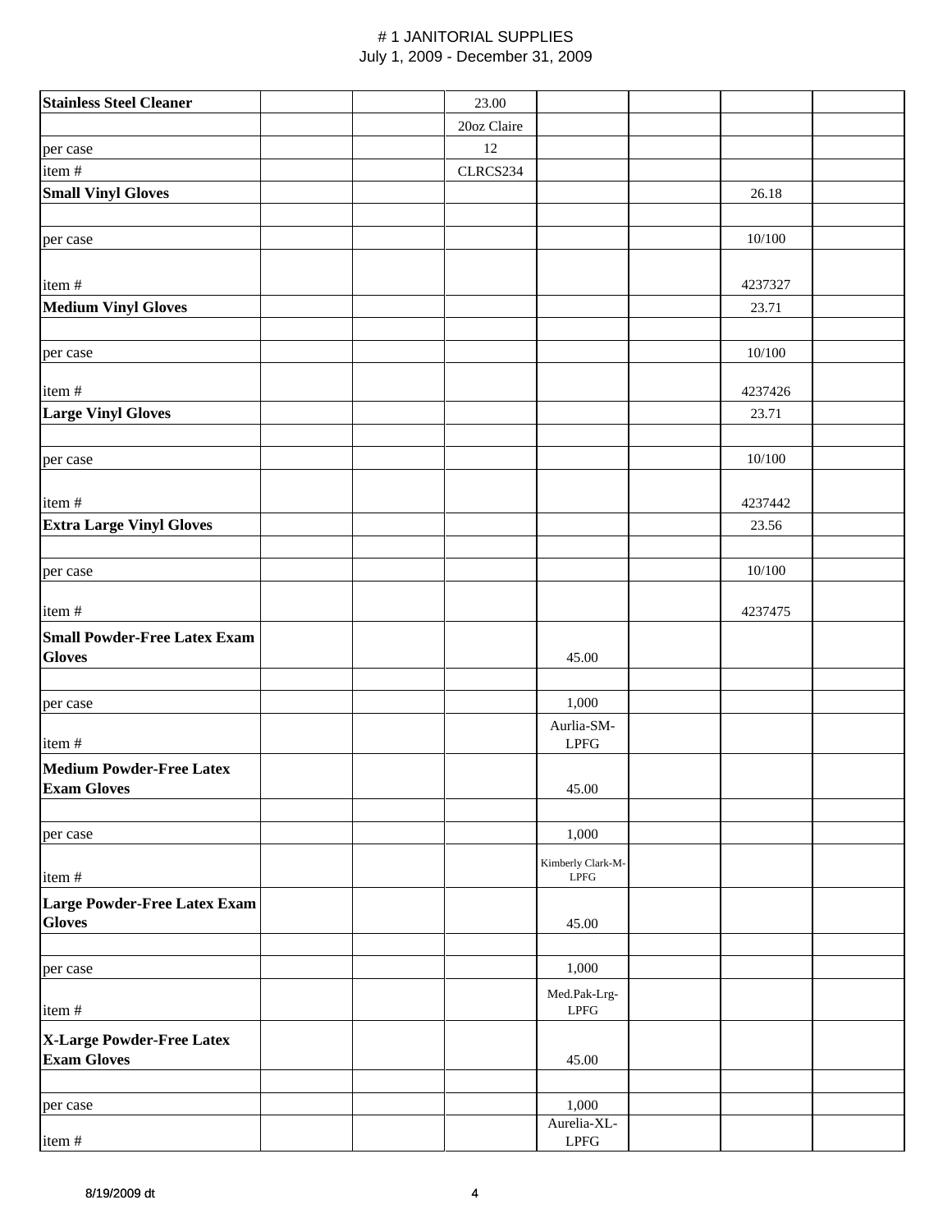# # 1 JANITORIAL SUPPLIES
July 1, 2009 - December 31, 2009

| | | | | | | | |
|---|---|---|---|---|---|---|---|
| **Stainless Steel Cleaner** | | | 23.00 | | | | |
| | | | 20oz Claire | | | | |
| per case | | | 12 | | | | |
| item # | | | CLRCS234 | | | | |
| **Small Vinyl Gloves** | | | | | | 26.18 | |
| | | | | | | | |
| per case | | | | | | 10/100 | |
| item # | | | | | | 4237327 | |
| **Medium Vinyl Gloves** | | | | | | 23.71 | |
| | | | | | | | |
| per case | | | | | | 10/100 | |
| item # | | | | | | 4237426 | |
| **Large Vinyl Gloves** | | | | | | 23.71 | |
| | | | | | | | |
| per case | | | | | | 10/100 | |
| item # | | | | | | 4237442 | |
| **Extra Large Vinyl Gloves** | | | | | | 23.56 | |
| | | | | | | | |
| per case | | | | | | 10/100 | |
| item # | | | | | | 4237475 | |
| **Small Powder-Free Latex Exam Gloves** | | | | 45.00 | | | |
| | | | | | | | |
| per case | | | | 1,000 | | | |
| item # | | | | Aurlia-SM-LPFG | | | |
| **Medium Powder-Free Latex Exam Gloves** | | | | 45.00 | | | |
| | | | | | | | |
| per case | | | | 1,000 | | | |
| item # | | | | Kimberly Clark-M-LPFG | | | |
| **Large Powder-Free Latex Exam Gloves** | | | | 45.00 | | | |
| | | | | | | | |
| per case | | | | 1,000 | | | |
| item # | | | | Med.Pak-Lrg-LPFG | | | |
| **X-Large Powder-Free Latex Exam Gloves** | | | | 45.00 | | | |
| | | | | | | | |
| per case | | | | 1,000 | | | |
| item # | | | | Aurelia-XL-LPFG | | | |

8/19/2009 dt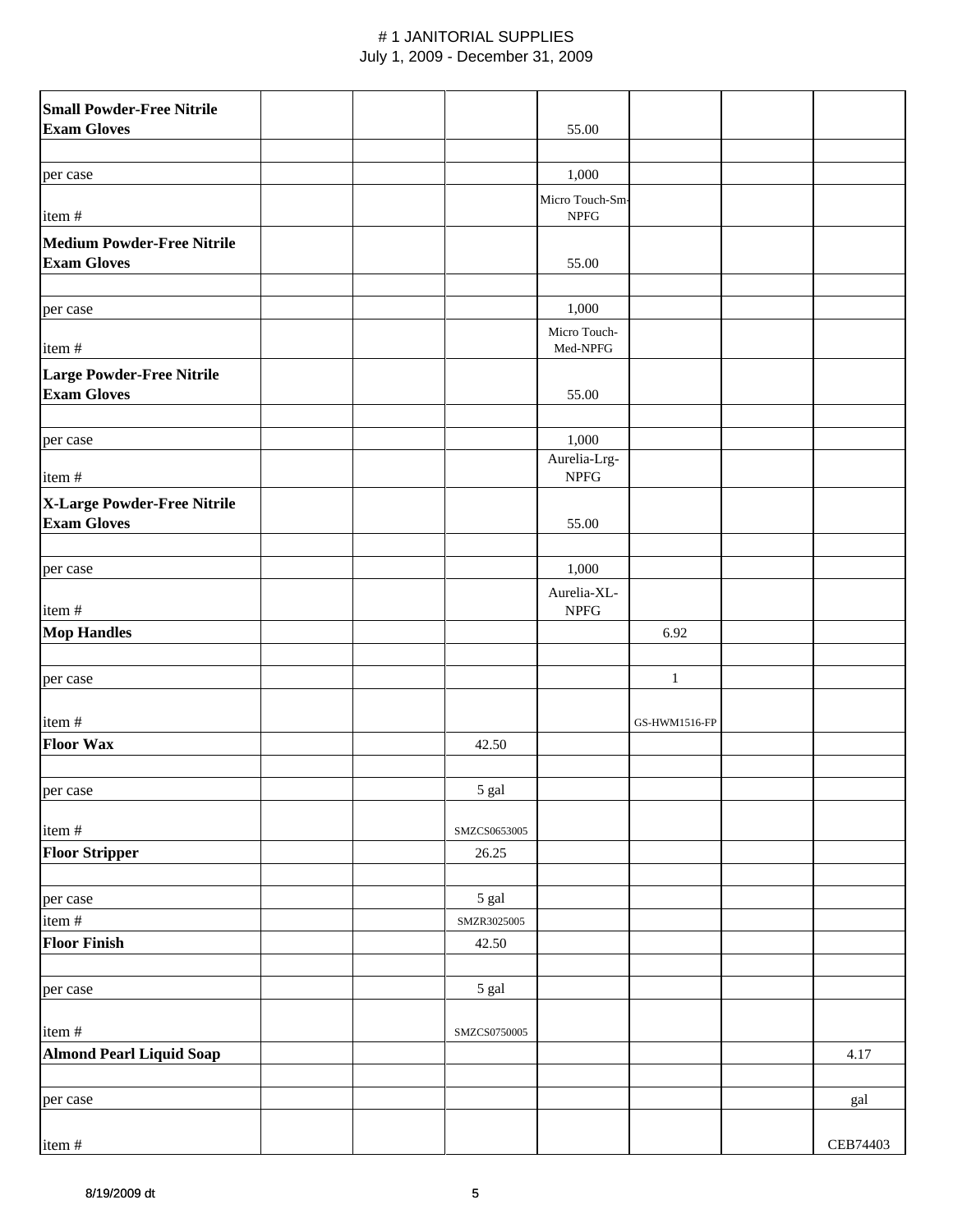# # 1 JANITORIAL SUPPLIES
July 1, 2009 - December 31, 2009

| | | | | | | | |
|---|---|---|---|---|---|---|---|
| **Small Powder-Free Nitrile Exam Gloves** | | | | 55.00 | | | |
| | | | | | | | |
| per case | | | | 1,000 | | | |
| item # | | | | Micro Touch-Sm-NPFG | | | |
| **Medium Powder-Free Nitrile Exam Gloves** | | | | 55.00 | | | |
| | | | | | | | |
| per case | | | | 1,000 | | | |
| item # | | | | Micro Touch-Med-NPFG | | | |
| **Large Powder-Free Nitrile Exam Gloves** | | | | 55.00 | | | |
| | | | | | | | |
| per case | | | | 1,000 | | | |
| item # | | | | Aurelia-Lrg-NPFG | | | |
| **X-Large Powder-Free Nitrile Exam Gloves** | | | | 55.00 | | | |
| | | | | | | | |
| per case | | | | 1,000 | | | |
| item # | | | | Aurelia-XL-NPFG | | | |
| **Mop Handles** | | | | | 6.92 | | |
| | | | | | | | |
| per case | | | | | 1 | | |
| item # | | | | | GS-HWM1516-FP | | |
| **Floor Wax** | | | 42.50 | | | | |
| | | | | | | | |
| per case | | | 5 gal | | | | |
| item # | | | SMZCS0653005 | | | | |
| **Floor Stripper** | | | 26.25 | | | | |
| | | | | | | | |
| per case | | | 5 gal | | | | |
| item # | | | SMZR3025005 | | | | |
| **Floor Finish** | | | 42.50 | | | | |
| | | | | | | | |
| per case | | | 5 gal | | | | |
| item # | | | SMZCS0750005 | | | | |
| **Almond Pearl Liquid Soap** | | | | | | | 4.17 |
| | | | | | | | |
| per case | | | | | | | gal |
| item # | | | | | | | CEB74403 |

8/19/2009 dt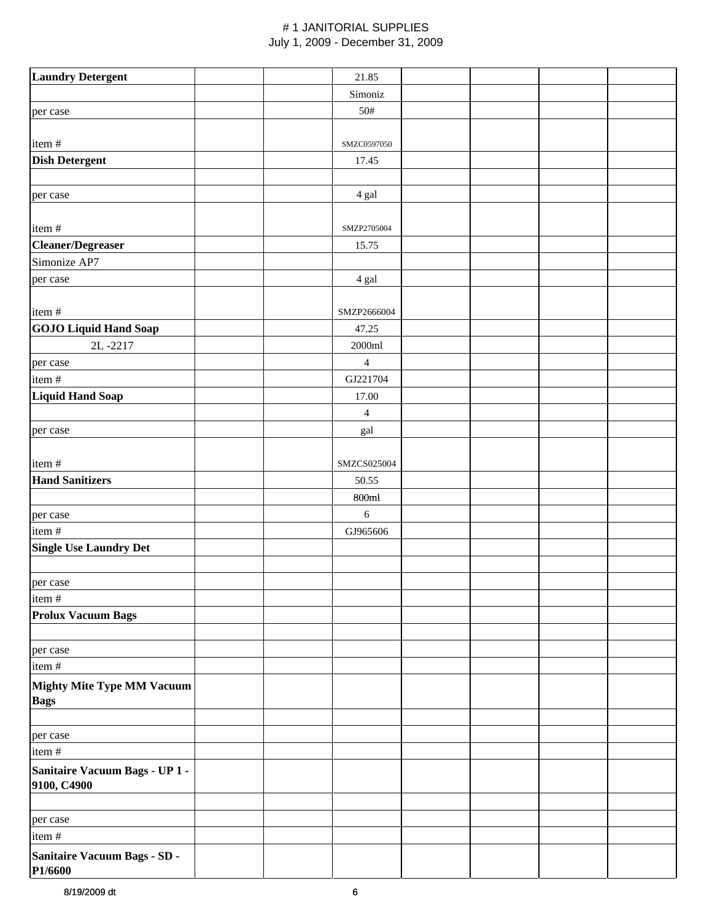# # 1 JANITORIAL SUPPLIES
July 1, 2009 - December 31, 2009

| | | | | | | | |
|---|---|---|---|---|---|---|---|
| **Laundry Detergent** | | | 21.85 | | | | |
| | | | Simoniz | | | | |
| per case | | | 50# | | | | |
| item # | | | SMZC0597050 | | | | |
| **Dish Detergent** | | | 17.45 | | | | |
| | | | | | | | |
| per case | | | 4 gal | | | | |
| item # | | | SMZP2705004 | | | | |
| **Cleaner/Degreaser** | | | 15.75 | | | | |
| Simonize AP7 | | | | | | | |
| per case | | | 4 gal | | | | |
| item # | | | SMZP2666004 | | | | |
| **GOJO Liquid Hand Soap** | | | 47.25 | | | | |
| 2L -2217 | | | 2000ml | | | | |
| per case | | | 4 | | | | |
| item # | | | GJ221704 | | | | |
| **Liquid Hand Soap** | | | 17.00 | | | | |
| | | | 4 | | | | |
| per case | | | gal | | | | |
| item # | | | SMZCS025004 | | | | |
| **Hand Sanitizers** | | | 50.55 | | | | |
| | | | 800ml | | | | |
| per case | | | 6 | | | | |
| item # | | | GJ965606 | | | | |
| **Single Use Laundry Det** | | | | | | | |
| | | | | | | | |
| per case | | | | | | | |
| item # | | | | | | | |
| **Prolux Vacuum Bags** | | | | | | | |
| | | | | | | | |
| per case | | | | | | | |
| item # | | | | | | | |
| **Mighty Mite Type MM Vacuum Bags** | | | | | | | |
| | | | | | | | |
| per case | | | | | | | |
| item # | | | | | | | |
| **Sanitaire Vacuum Bags - UP 1 - 9100, C4900** | | | | | | | |
| | | | | | | | |
| per case | | | | | | | |
| item # | | | | | | | |
| **Sanitaire Vacuum Bags - SD - P1/6600** | | | | | | | |

8/19/2009 dt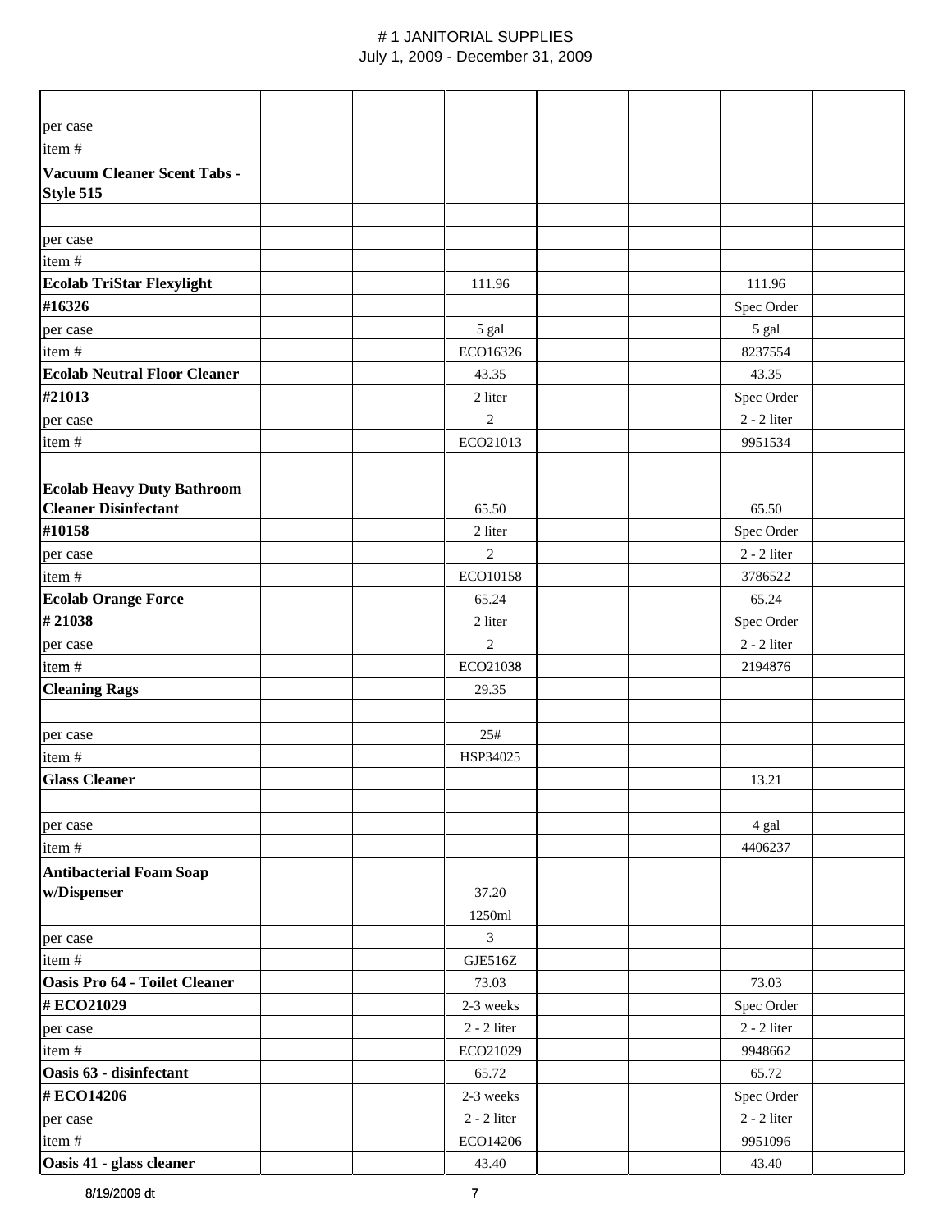// # 1 JANITORIAL SUPPLIES
July 1, 2009 - December 31, 2009

| | | | | | | | |
|---|---|---|---|---|---|---|---|
| | | | | | | | |
| per case | | | | | | | |
| item # | | | | | | | |
| **Vacuum Cleaner Scent Tabs - Style 515** | | | | | | | |
| | | | | | | | |
| per case | | | | | | | |
| item # | | | | | | | |
| **Ecolab TriStar Flexylight** | | | 111.96 | | | 111.96 | |
| **#16326** | | | | | | Spec Order | |
| per case | | | 5 gal | | | 5 gal | |
| item # | | | ECO16326 | | | 8237554 | |
| **Ecolab Neutral Floor Cleaner** | | | 43.35 | | | 43.35 | |
| **#21013** | | | 2 liter | | | Spec Order | |
| per case | | | 2 | | | 2 - 2 liter | |
| item # | | | ECO21013 | | | 9951534 | |
| **Ecolab Heavy Duty Bathroom Cleaner Disinfectant** | | | 65.50 | | | 65.50 | |
| **#10158** | | | 2 liter | | | Spec Order | |
| per case | | | 2 | | | 2 - 2 liter | |
| item # | | | ECO10158 | | | 3786522 | |
| **Ecolab Orange Force** | | | 65.24 | | | 65.24 | |
| **# 21038** | | | 2 liter | | | Spec Order | |
| per case | | | 2 | | | 2 - 2 liter | |
| item # | | | ECO21038 | | | 2194876 | |
| **Cleaning Rags** | | | 29.35 | | | | |
| | | | | | | | |
| per case | | | 25# | | | | |
| item # | | | HSP34025 | | | | |
| **Glass Cleaner** | | | | | | 13.21 | |
| | | | | | | | |
| per case | | | | | | 4 gal | |
| item # | | | | | | 4406237 | |
| **Antibacterial Foam Soap w/Dispenser** | | | 37.20 | | | | |
| | | | 1250ml | | | | |
| per case | | | 3 | | | | |
| item # | | | GJE516Z | | | | |
| **Oasis Pro 64 - Toilet Cleaner** | | | 73.03 | | | 73.03 | |
| **# ECO21029** | | | 2-3 weeks | | | Spec Order | |
| per case | | | 2 - 2 liter | | | 2 - 2 liter | |
| item # | | | ECO21029 | | | 9948662 | |
| **Oasis 63 - disinfectant** | | | 65.72 | | | 65.72 | |
| **# ECO14206** | | | 2-3 weeks | | | Spec Order | |
| per case | | | 2 - 2 liter | | | 2 - 2 liter | |
| item # | | | ECO14206 | | | 9951096 | |
| **Oasis 41 - glass cleaner** | | | 43.40 | | | 43.40 | |

8/19/2009 dt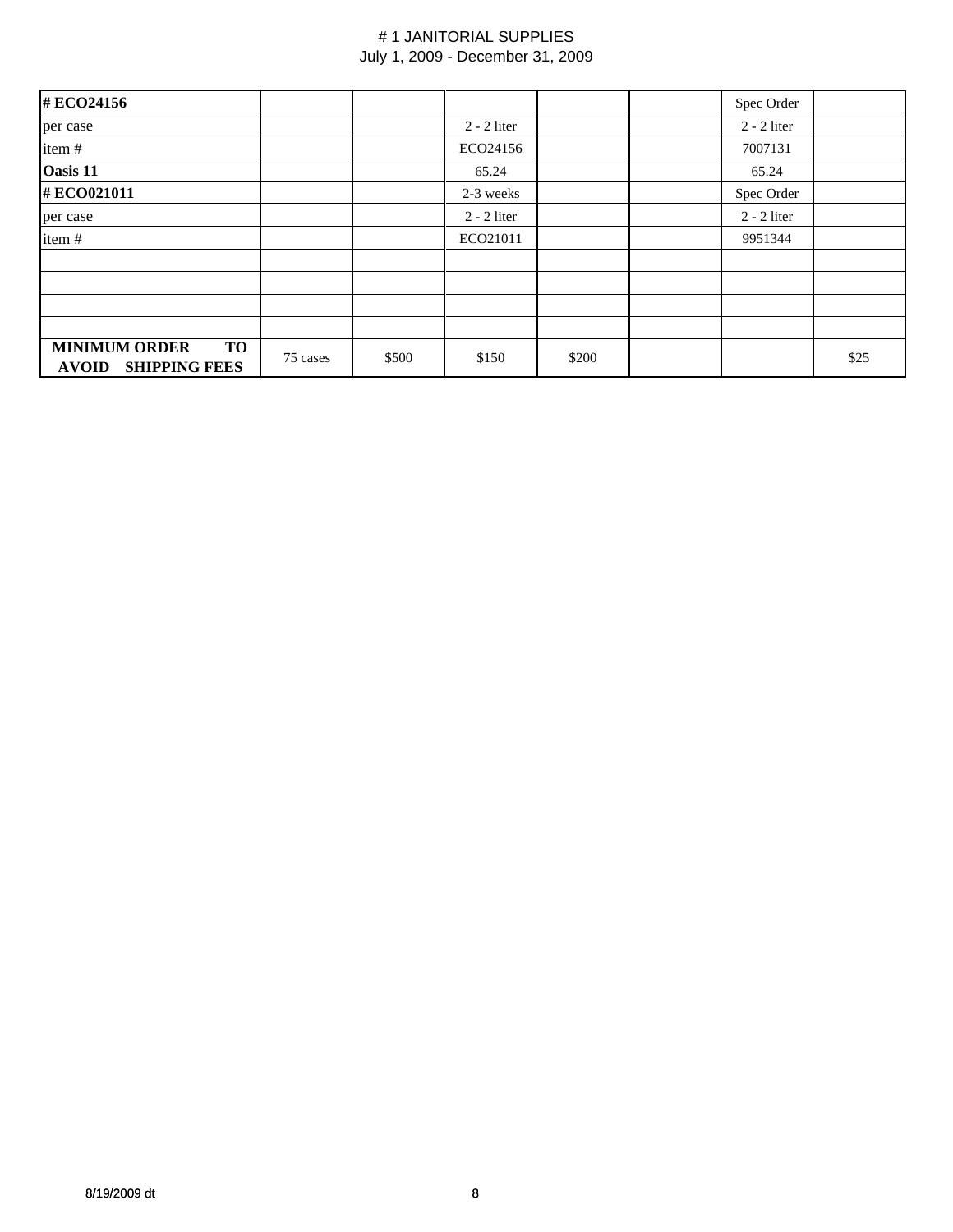# # 1 JANITORIAL SUPPLIES
July 1, 2009 - December 31, 2009

| | | | | | | | |
|---|---|---|---|---|---|---|---|
| **# ECO24156** | | | | | | Spec Order | |
| per case | | | 2 - 2 liter | | | 2 - 2 liter | |
| item # | | | ECO24156 | | | 7007131 | |
| **Oasis 11** | | | 65.24 | | | 65.24 | |
| **# ECO021011** | | | 2-3 weeks | | | Spec Order | |
| per case | | | 2 - 2 liter | | | 2 - 2 liter | |
| item # | | | ECO21011 | | | 9951344 | |
| | | | | | | | |
| | | | | | | | |
| | | | | | | | |
| | | | | | | | |
| **MINIMUM ORDER TO AVOID SHIPPING FEES** | 75 cases | $500 | $150 | $200 | | | $25 |

8/19/2009 dt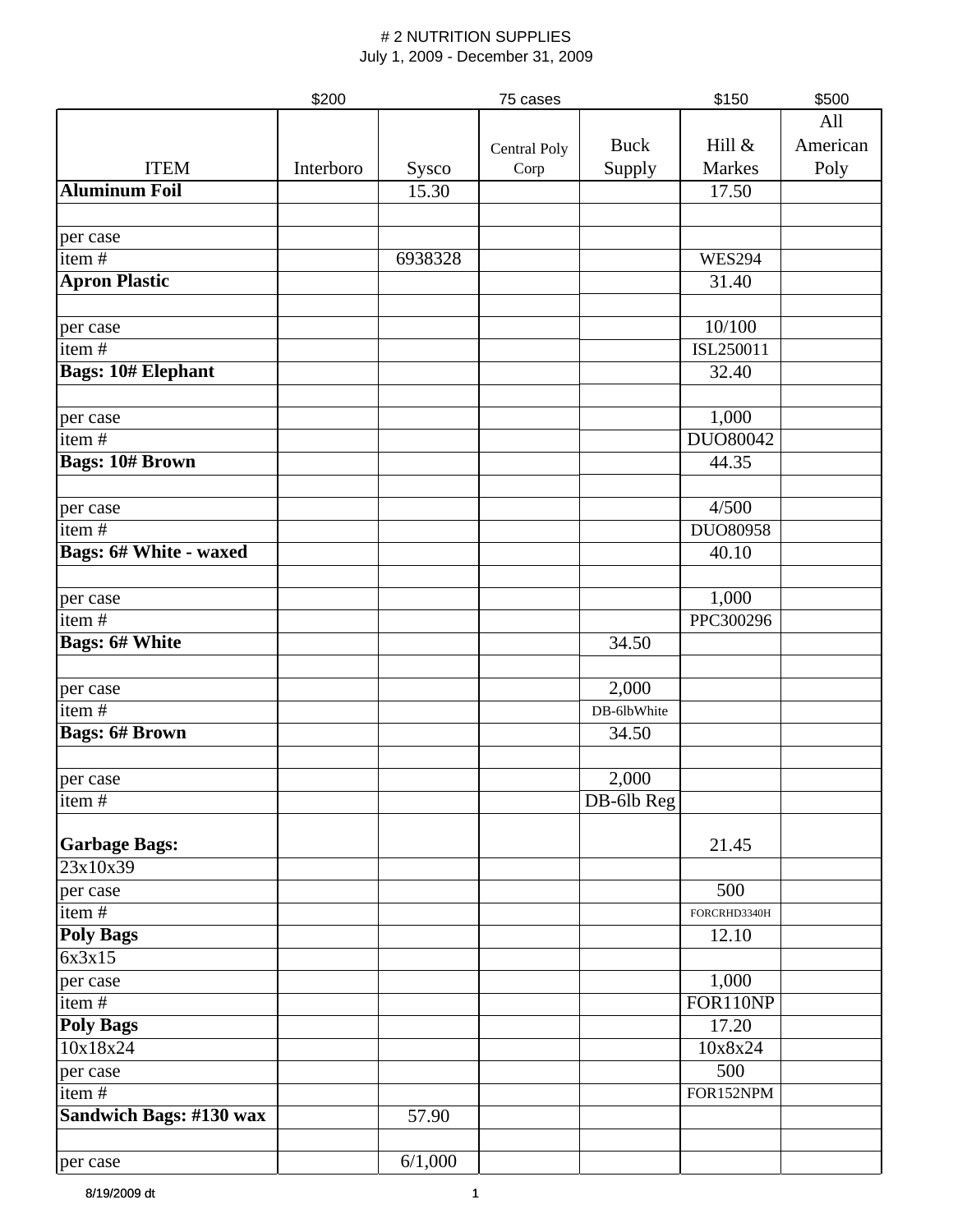# 2 NUTRITION SUPPLIES
July 1, 2009 - December 31, 2009

| ITEM | Interboro | Sysco | Central Poly Corp | Buck Supply | Hill & Markes | All American Poly |
|---|---|---|---|---|---|---|
| | $200 | | 75 cases | | $150 | $500 |
| **Aluminum Foil** | | 15.30 | | | 17.50 | |
| | | | | | | |
| per case | | | | | | |
| item # | | 6938328 | | | WES294 | |
| **Apron Plastic** | | | | | 31.40 | |
| | | | | | | |
| per case | | | | | 10/100 | |
| item # | | | | | ISL250011 | |
| **Bags: 10# Elephant** | | | | | 32.40 | |
| | | | | | | |
| per case | | | | | 1,000 | |
| item # | | | | | DUO80042 | |
| **Bags: 10# Brown** | | | | | 44.35 | |
| | | | | | | |
| per case | | | | | 4/500 | |
| item # | | | | | DUO80958 | |
| **Bags: 6# White - waxed** | | | | | 40.10 | |
| | | | | | | |
| per case | | | | | 1,000 | |
| item # | | | | | PPC300296 | |
| **Bags: 6# White** | | | | 34.50 | | |
| | | | | | | |
| per case | | | | 2,000 | | |
| item # | | | | DB-6lbWhite | | |
| **Bags: 6# Brown** | | | | 34.50 | | |
| | | | | | | |
| per case | | | | 2,000 | | |
| item # | | | | DB-6lb Reg | | |
| **Garbage Bags:** | | | | | 21.45 | |
| 23x10x39 | | | | | | |
| per case | | | | | 500 | |
| item # | | | | | FORCRHD3340H | |
| **Poly Bags** | | | | | 12.10 | |
| 6x3x15 | | | | | | |
| per case | | | | | 1,000 | |
| item # | | | | | FOR110NP | |
| **Poly Bags** | | | | | 17.20 | |
| 10x18x24 | | | | | 10x8x24 | |
| per case | | | | | 500 | |
| item # | | | | | FOR152NPM | |
| **Sandwich Bags: #130 wax** | | 57.90 | | | | |
| | | | | | | |
| per case | | 6/1,000 | | | | |

8/19/2009 dt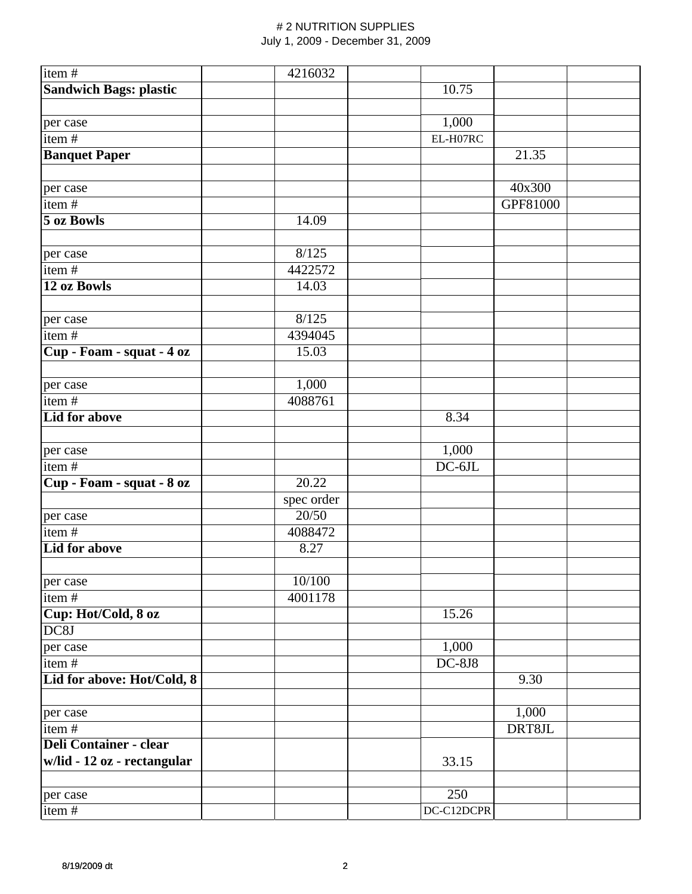# # 2 NUTRITION SUPPLIES
July 1, 2009 - December 31, 2009

| | | | | | | |
|---|---|---|---|---|---|---|
| item # | | 4216032 | | | | |
| **Sandwich Bags: plastic** | | | | 10.75 | | |
| | | | | | | |
| per case | | | | 1,000 | | |
| item # | | | | EL-H07RC | | |
| **Banquet Paper** | | | | | 21.35 | |
| | | | | | | |
| per case | | | | | 40x300 | |
| item # | | | | | GPF81000 | |
| **5 oz Bowls** | | 14.09 | | | | |
| | | | | | | |
| per case | | 8/125 | | | | |
| item # | | 4422572 | | | | |
| **12 oz Bowls** | | 14.03 | | | | |
| | | | | | | |
| per case | | 8/125 | | | | |
| item # | | 4394045 | | | | |
| **Cup - Foam - squat - 4 oz** | | 15.03 | | | | |
| | | | | | | |
| per case | | 1,000 | | | | |
| item # | | 4088761 | | | | |
| **Lid for above** | | | | 8.34 | | |
| | | | | | | |
| per case | | | | 1,000 | | |
| item # | | | | DC-6JL | | |
| **Cup - Foam - squat - 8 oz** | | 20.22 | | | | |
| | | spec order | | | | |
| per case | | 20/50 | | | | |
| item # | | 4088472 | | | | |
| **Lid for above** | | 8.27 | | | | |
| | | | | | | |
| per case | | 10/100 | | | | |
| item # | | 4001178 | | | | |
| **Cup: Hot/Cold, 8 oz** | | | | 15.26 | | |
| DC8J | | | | | | |
| per case | | | | 1,000 | | |
| item # | | | | DC-8J8 | | |
| **Lid for above: Hot/Cold, 8** | | | | | 9.30 | |
| | | | | | | |
| per case | | | | | 1,000 | |
| item # | | | | | DRT8JL | |
| **Deli Container - clear w/lid - 12 oz - rectangular** | | | | 33.15 | | |
| | | | | | | |
| per case | | | | 250 | | |
| item # | | | | DC-C12DCPR | | |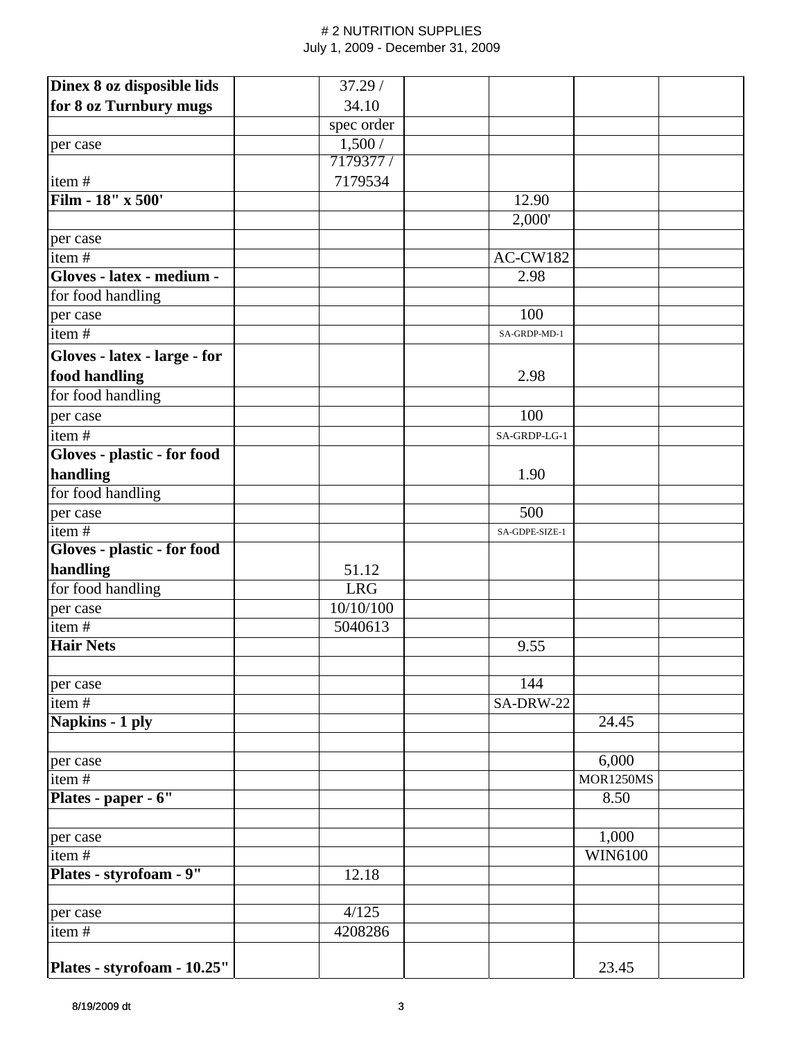# # 2 NUTRITION SUPPLIES
July 1, 2009 - December 31, 2009

| | | | | | | |
|---|---|---|---|---|---|---|
| **Dinex 8 oz disposible lids for 8 oz Turnbury mugs** | | 37.29 / 34.10 | | | | |
| | | spec order | | | | |
| per case | | 1,500 / | | | | |
| item # | | 7179377 / 7179534 | | | | |
| **Film - 18" x 500'** | | | | 12.90 | | |
| | | | | 2,000' | | |
| per case | | | | | | |
| item # | | | | AC-CW182 | | |
| **Gloves - latex - medium -** | | | | 2.98 | | |
| for food handling | | | | | | |
| per case | | | | 100 | | |
| item # | | | | SA-GRDP-MD-1 | | |
| **Gloves - latex - large - for food handling** | | | | 2.98 | | |
| for food handling | | | | | | |
| per case | | | | 100 | | |
| item # | | | | SA-GRDP-LG-1 | | |
| **Gloves - plastic - for food handling** | | | | 1.90 | | |
| for food handling | | | | | | |
| per case | | | | 500 | | |
| item # | | | | SA-GDPE-SIZE-1 | | |
| **Gloves - plastic - for food handling** | | 51.12 | | | | |
| for food handling | | LRG | | | | |
| per case | | 10/10/100 | | | | |
| item # | | 5040613 | | | | |
| **Hair Nets** | | | | 9.55 | | |
| | | | | | | |
| per case | | | | 144 | | |
| item # | | | | SA-DRW-22 | | |
| **Napkins - 1 ply** | | | | | 24.45 | |
| | | | | | | |
| per case | | | | | 6,000 | |
| item # | | | | | MOR1250MS | |
| **Plates - paper - 6"** | | | | | 8.50 | |
| | | | | | | |
| per case | | | | | 1,000 | |
| item # | | | | | WIN6100 | |
| **Plates - styrofoam - 9"** | | 12.18 | | | | |
| | | | | | | |
| per case | | 4/125 | | | | |
| item # | | 4208286 | | | | |
| **Plates - styrofoam - 10.25"** | | | | | 23.45 | |

8/19/2009 dt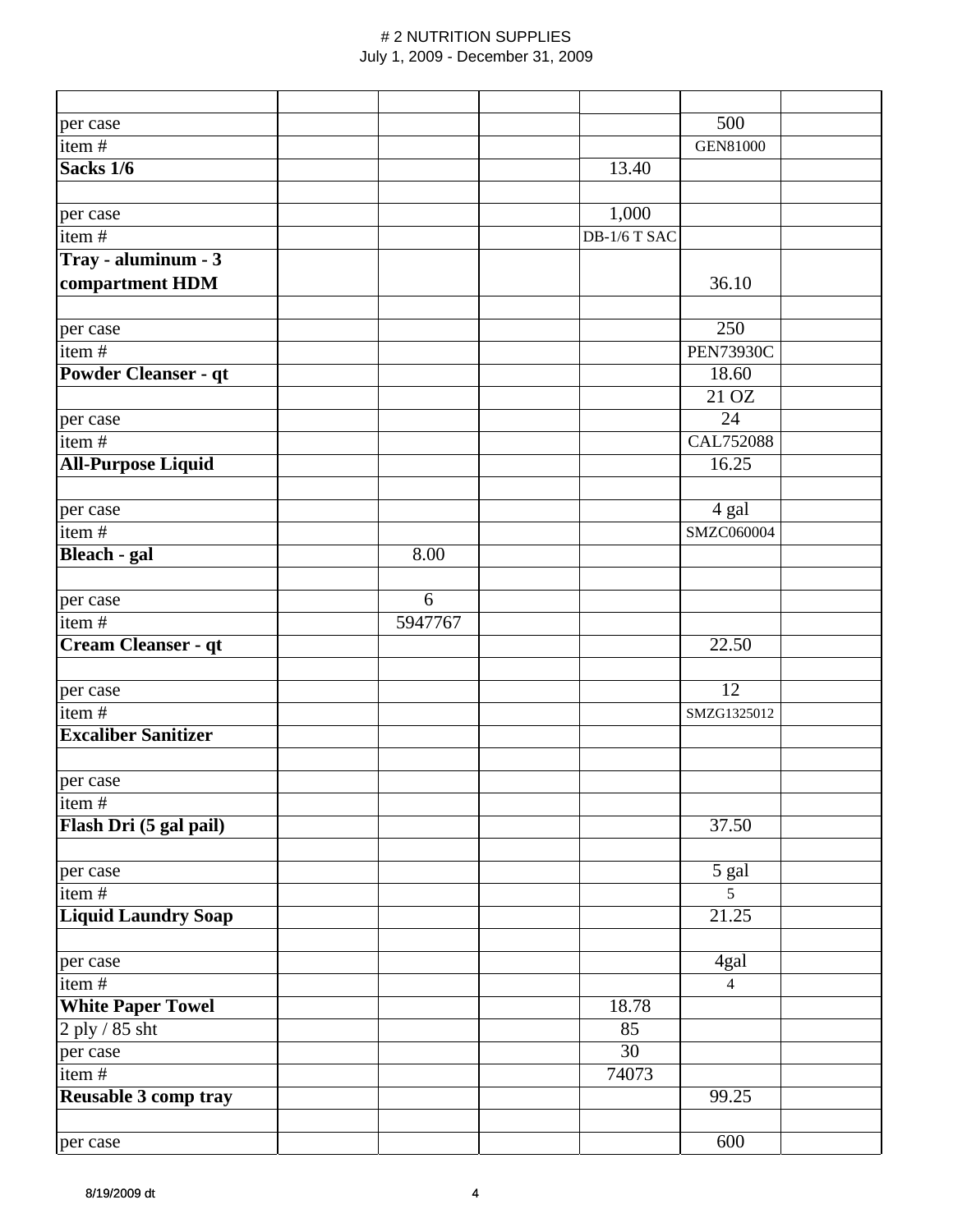# # 2 NUTRITION SUPPLIES
July 1, 2009 - December 31, 2009

| | | | | | | |
|---|---|---|---|---|---|---|
| per case | | | | | 500 | |
| item # | | | | | GEN81000 | |
| **Sacks 1/6** | | | | 13.40 | | |
| | | | | | | |
| per case | | | | 1,000 | | |
| item # | | | | DB-1/6 T SAC | | |
| **Tray - aluminum - 3 compartment HDM** | | | | | 36.10 | |
| | | | | | | |
| per case | | | | | 250 | |
| item # | | | | | PEN73930C | |
| **Powder Cleanser - qt** | | | | | 18.60 | |
| | | | | | 21 OZ | |
| per case | | | | | 24 | |
| item # | | | | | CAL752088 | |
| **All-Purpose Liquid** | | | | | 16.25 | |
| | | | | | | |
| per case | | | | | 4 gal | |
| item # | | | | | SMZC060004 | |
| **Bleach - gal** | | 8.00 | | | | |
| | | | | | | |
| per case | | 6 | | | | |
| item # | | 5947767 | | | | |
| **Cream Cleanser - qt** | | | | | 22.50 | |
| | | | | | | |
| per case | | | | | 12 | |
| item # | | | | | SMZG1325012 | |
| **Excaliber Sanitizer** | | | | | | |
| | | | | | | |
| per case | | | | | | |
| item # | | | | | | |
| **Flash Dri (5 gal pail)** | | | | | 37.50 | |
| | | | | | | |
| per case | | | | | 5 gal | |
| item # | | | | | 5 | |
| **Liquid Laundry Soap** | | | | | 21.25 | |
| | | | | | | |
| per case | | | | | 4gal | |
| item # | | | | | 4 | |
| **White Paper Towel** | | | | 18.78 | | |
| 2 ply / 85 sht | | | | 85 | | |
| per case | | | | 30 | | |
| item # | | | | 74073 | | |
| **Reusable 3 comp tray** | | | | | 99.25 | |
| | | | | | | |
| per case | | | | | 600 | |

8/19/2009 dt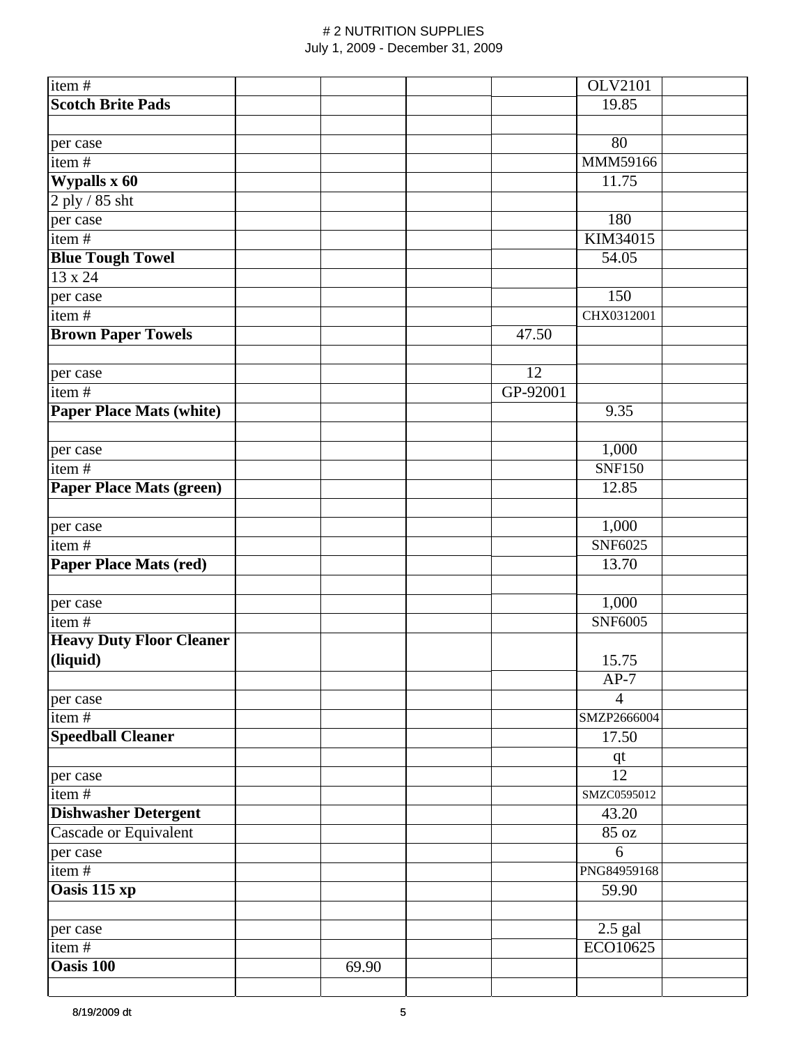// # 2 NUTRITION SUPPLIES
July 1, 2009 - December 31, 2009

| | | | | | | |
|---|---|---|---|---|---|---|
| item # | | | | | OLV2101 | |
| **Scotch Brite Pads** | | | | | 19.85 | |
| | | | | | | |
| per case | | | | | 80 | |
| item # | | | | | MMM59166 | |
| **Wypalls x 60** | | | | | 11.75 | |
| 2 ply / 85 sht | | | | | | |
| per case | | | | | 180 | |
| item # | | | | | KIM34015 | |
| **Blue Tough Towel** | | | | | 54.05 | |
| 13 x 24 | | | | | | |
| per case | | | | | 150 | |
| item # | | | | | CHX0312001 | |
| **Brown Paper Towels** | | | | 47.50 | | |
| | | | | | | |
| per case | | | | 12 | | |
| item # | | | | GP-92001 | | |
| **Paper Place Mats (white)** | | | | | 9.35 | |
| | | | | | | |
| per case | | | | | 1,000 | |
| item # | | | | | SNF150 | |
| **Paper Place Mats (green)** | | | | | 12.85 | |
| | | | | | | |
| per case | | | | | 1,000 | |
| item # | | | | | SNF6025 | |
| **Paper Place Mats (red)** | | | | | 13.70 | |
| | | | | | | |
| per case | | | | | 1,000 | |
| item # | | | | | SNF6005 | |
| **Heavy Duty Floor Cleaner (liquid)** | | | | | 15.75 | |
| | | | | | AP-7 | |
| per case | | | | | 4 | |
| item # | | | | | SMZP2666004 | |
| **Speedball Cleaner** | | | | | 17.50 | |
| | | | | | qt | |
| per case | | | | | 12 | |
| item # | | | | | SMZC0595012 | |
| **Dishwasher Detergent** | | | | | 43.20 | |
| Cascade or Equivalent | | | | | 85 oz | |
| per case | | | | | 6 | |
| item # | | | | | PNG84959168 | |
| **Oasis 115 xp** | | | | | 59.90 | |
| | | | | | | |
| per case | | | | | 2.5 gal | |
| item # | | | | | ECO10625 | |
| **Oasis 100** | | 69.90 | | | | |
| | | | | | | |

8/19/2009 dt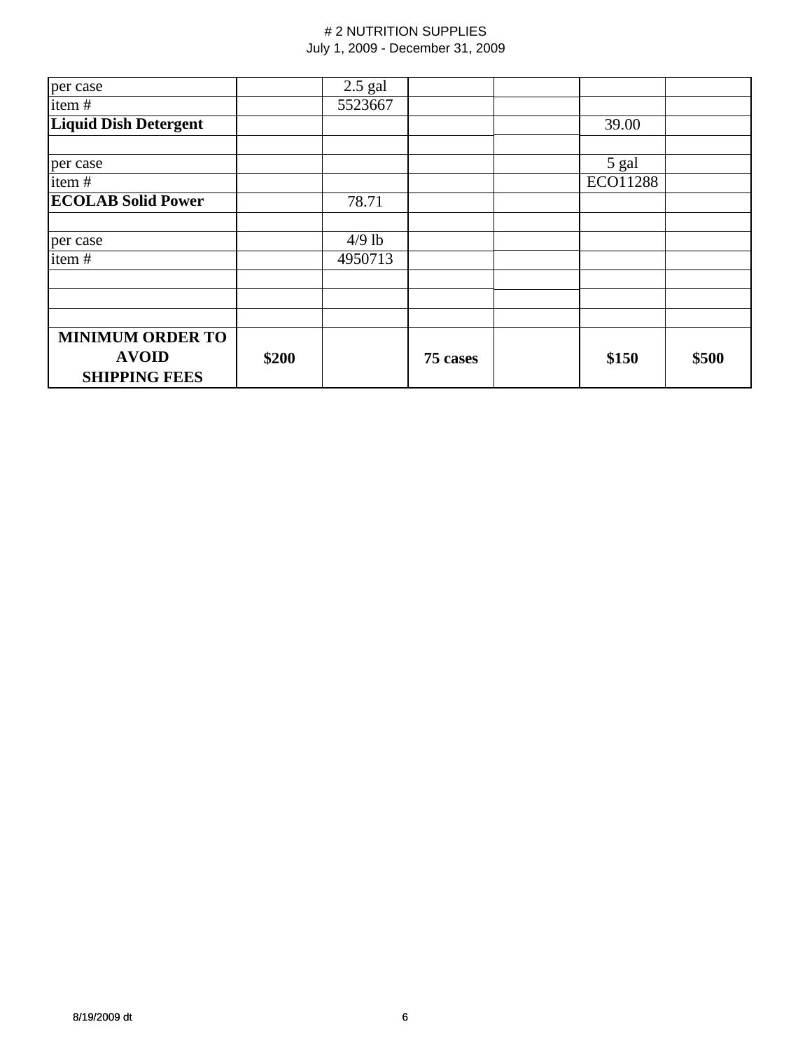# # 2 NUTRITION SUPPLIES

July 1, 2009 - December 31, 2009

| | | | | | | |
|---|---|---|---|---|---|---|
| per case | | 2.5 gal | | | | |
| item # | | 5523667 | | | | |
| **Liquid Dish Detergent** | | | | | 39.00 | |
| | | | | | | |
| per case | | | | | 5 gal | |
| item # | | | | | ECO11288 | |
| **ECOLAB Solid Power** | | 78.71 | | | | |
| | | | | | | |
| per case | | 4/9 lb | | | | |
| item # | | 4950713 | | | | |
| | | | | | | |
| | | | | | | |
| | | | | | | |
| **MINIMUM ORDER TO AVOID SHIPPING FEES** | **$200** | | **75 cases** | | **$150** | **$500** |

8/19/2009 dt